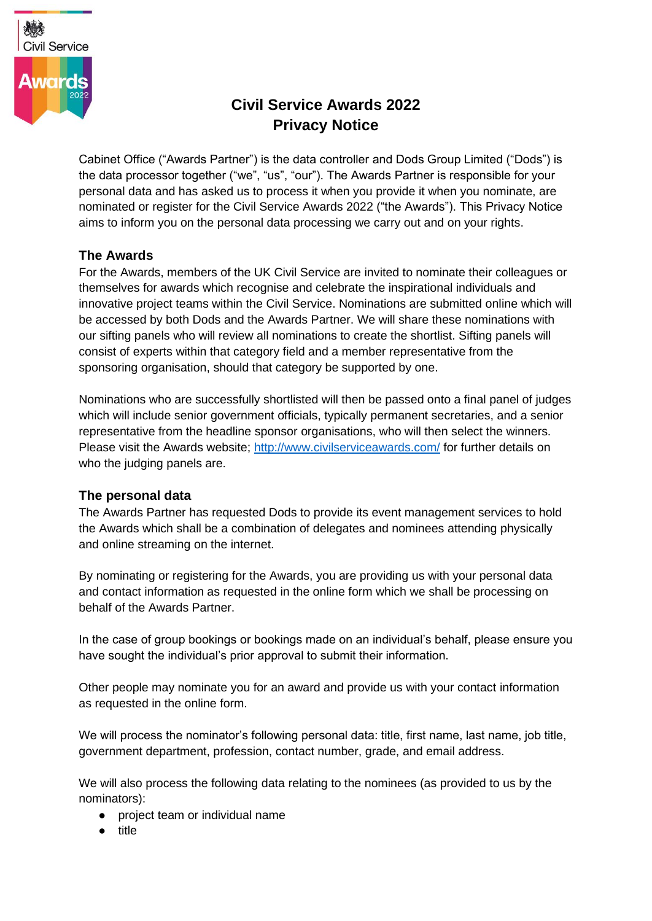# Civil Service Awards 2022
# Privacy Notice

Cabinet Office ("Awards Partner") is the data controller and Dods Group Limited ("Dods") is the data processor together ("we", "us", "our"). The Awards Partner is responsible for your personal data and has asked us to process it when you provide it when you nominate, are nominated or register for the Civil Service Awards 2022 ("the Awards"). This Privacy Notice aims to inform you on the personal data processing we carry out and on your rights.

### The Awards

For the Awards, members of the UK Civil Service are invited to nominate their colleagues or themselves for awards which recognise and celebrate the inspirational individuals and innovative project teams within the Civil Service. Nominations are submitted online which will be accessed by both Dods and the Awards Partner. We will share these nominations with our sifting panels who will review all nominations to create the shortlist. Sifting panels will consist of experts within that category field and a member representative from the sponsoring organisation, should that category be supported by one.

Nominations who are successfully shortlisted will then be passed onto a final panel of judges which will include senior government officials, typically permanent secretaries, and a senior representative from the headline sponsor organisations, who will then select the winners. Please visit the Awards website; [http://www.civilserviceawards.com/](http://www.civilserviceawards.com/) for further details on who the judging panels are.

### The personal data

The Awards Partner has requested Dods to provide its event management services to hold the Awards which shall be a combination of delegates and nominees attending physically and online streaming on the internet.

By nominating or registering for the Awards, you are providing us with your personal data and contact information as requested in the online form which we shall be processing on behalf of the Awards Partner.

In the case of group bookings or bookings made on an individual's behalf, please ensure you have sought the individual's prior approval to submit their information.

Other people may nominate you for an award and provide us with your contact information as requested in the online form.

We will process the nominator's following personal data: title, first name, last name, job title, government department, profession, contact number, grade, and email address.

We will also process the following data relating to the nominees (as provided to us by the nominators):

- project team or individual name
- title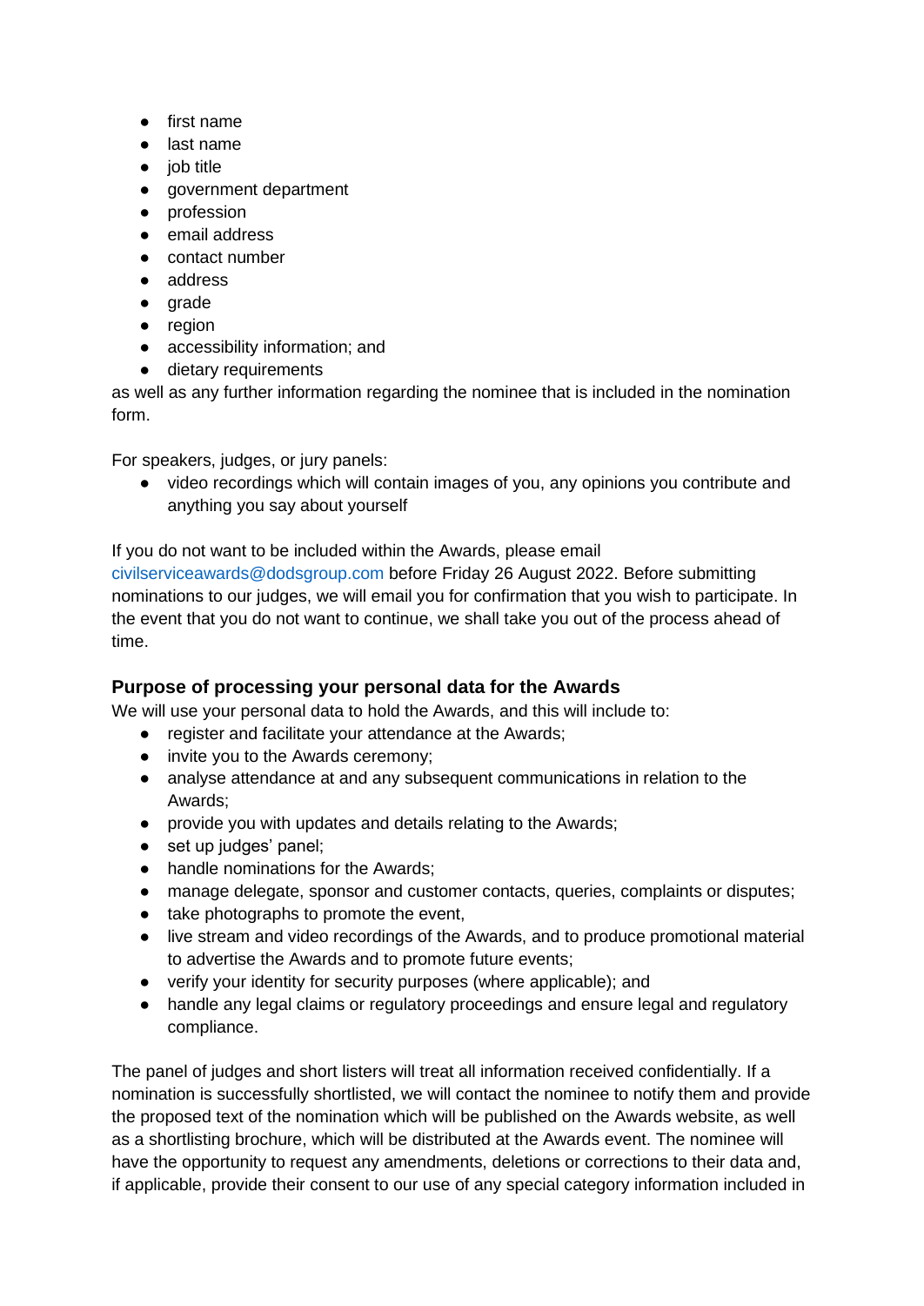- first name
- last name
- job title
- government department
- profession
- email address
- contact number
- address
- grade
- region
- accessibility information; and
- dietary requirements

as well as any further information regarding the nominee that is included in the nomination form.

For speakers, judges, or jury panels:

- video recordings which will contain images of you, any opinions you contribute and anything you say about yourself

If you do not want to be included within the Awards, please email civilserviceawards@dodsgroup.com before Friday 26 August 2022. Before submitting nominations to our judges, we will email you for confirmation that you wish to participate. In the event that you do not want to continue, we shall take you out of the process ahead of time.

### Purpose of processing your personal data for the Awards

We will use your personal data to hold the Awards, and this will include to:

- register and facilitate your attendance at the Awards;
- invite you to the Awards ceremony;
- analyse attendance at and any subsequent communications in relation to the Awards;
- provide you with updates and details relating to the Awards;
- set up judges' panel;
- handle nominations for the Awards;
- manage delegate, sponsor and customer contacts, queries, complaints or disputes;
- take photographs to promote the event,
- live stream and video recordings of the Awards, and to produce promotional material to advertise the Awards and to promote future events;
- verify your identity for security purposes (where applicable); and
- handle any legal claims or regulatory proceedings and ensure legal and regulatory compliance.

The panel of judges and short listers will treat all information received confidentially. If a nomination is successfully shortlisted, we will contact the nominee to notify them and provide the proposed text of the nomination which will be published on the Awards website, as well as a shortlisting brochure, which will be distributed at the Awards event. The nominee will have the opportunity to request any amendments, deletions or corrections to their data and, if applicable, provide their consent to our use of any special category information included in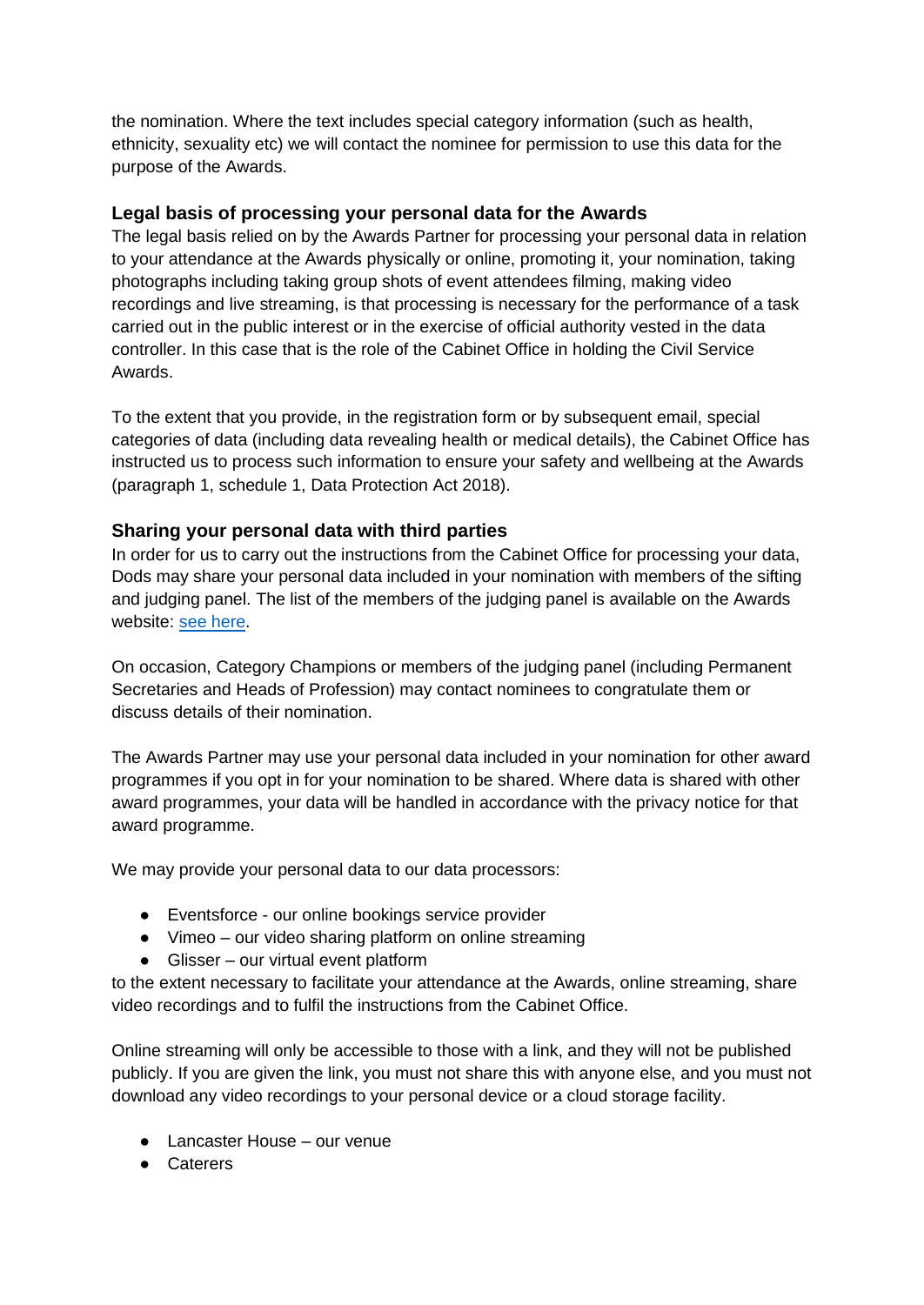the nomination. Where the text includes special category information (such as health, ethnicity, sexuality etc) we will contact the nominee for permission to use this data for the purpose of the Awards.

### Legal basis of processing your personal data for the Awards

The legal basis relied on by the Awards Partner for processing your personal data in relation to your attendance at the Awards physically or online, promoting it, your nomination, taking photographs including taking group shots of event attendees filming, making video recordings and live streaming, is that processing is necessary for the performance of a task carried out in the public interest or in the exercise of official authority vested in the data controller. In this case that is the role of the Cabinet Office in holding the Civil Service Awards.

To the extent that you provide, in the registration form or by subsequent email, special categories of data (including data revealing health or medical details), the Cabinet Office has instructed us to process such information to ensure your safety and wellbeing at the Awards (paragraph 1, schedule 1, Data Protection Act 2018).

### Sharing your personal data with third parties

In order for us to carry out the instructions from the Cabinet Office for processing your data, Dods may share your personal data included in your nomination with members of the sifting and judging panel. The list of the members of the judging panel is available on the Awards website: see here.

On occasion, Category Champions or members of the judging panel (including Permanent Secretaries and Heads of Profession) may contact nominees to congratulate them or discuss details of their nomination.

The Awards Partner may use your personal data included in your nomination for other award programmes if you opt in for your nomination to be shared. Where data is shared with other award programmes, your data will be handled in accordance with the privacy notice for that award programme.

We may provide your personal data to our data processors:

- Eventsforce - our online bookings service provider
- Vimeo – our video sharing platform on online streaming
- Glisser – our virtual event platform

to the extent necessary to facilitate your attendance at the Awards, online streaming, share video recordings and to fulfil the instructions from the Cabinet Office.

Online streaming will only be accessible to those with a link, and they will not be published publicly. If you are given the link, you must not share this with anyone else, and you must not download any video recordings to your personal device or a cloud storage facility.

- Lancaster House – our venue
- Caterers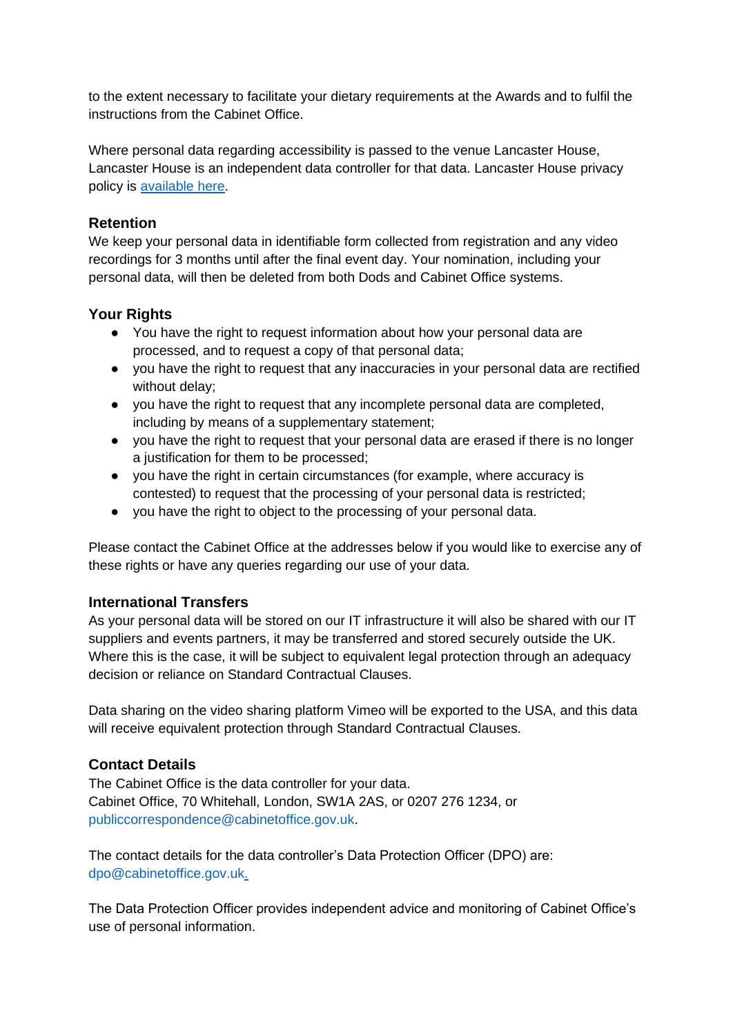to the extent necessary to facilitate your dietary requirements at the Awards and to fulfil the instructions from the Cabinet Office.

Where personal data regarding accessibility is passed to the venue Lancaster House, Lancaster House is an independent data controller for that data. Lancaster House privacy policy is available here.

### Retention

We keep your personal data in identifiable form collected from registration and any video recordings for 3 months until after the final event day. Your nomination, including your personal data, will then be deleted from both Dods and Cabinet Office systems.

### Your Rights

- You have the right to request information about how your personal data are processed, and to request a copy of that personal data;
- you have the right to request that any inaccuracies in your personal data are rectified without delay;
- you have the right to request that any incomplete personal data are completed, including by means of a supplementary statement;
- you have the right to request that your personal data are erased if there is no longer a justification for them to be processed;
- you have the right in certain circumstances (for example, where accuracy is contested) to request that the processing of your personal data is restricted;
- you have the right to object to the processing of your personal data.

Please contact the Cabinet Office at the addresses below if you would like to exercise any of these rights or have any queries regarding our use of your data.

### International Transfers

As your personal data will be stored on our IT infrastructure it will also be shared with our IT suppliers and events partners, it may be transferred and stored securely outside the UK. Where this is the case, it will be subject to equivalent legal protection through an adequacy decision or reliance on Standard Contractual Clauses.

Data sharing on the video sharing platform Vimeo will be exported to the USA, and this data will receive equivalent protection through Standard Contractual Clauses.

### Contact Details

The Cabinet Office is the data controller for your data.
Cabinet Office, 70 Whitehall, London, SW1A 2AS, or 0207 276 1234, or publiccorrespondence@cabinetoffice.gov.uk.

The contact details for the data controller's Data Protection Officer (DPO) are: dpo@cabinetoffice.gov.uk.

The Data Protection Officer provides independent advice and monitoring of Cabinet Office's use of personal information.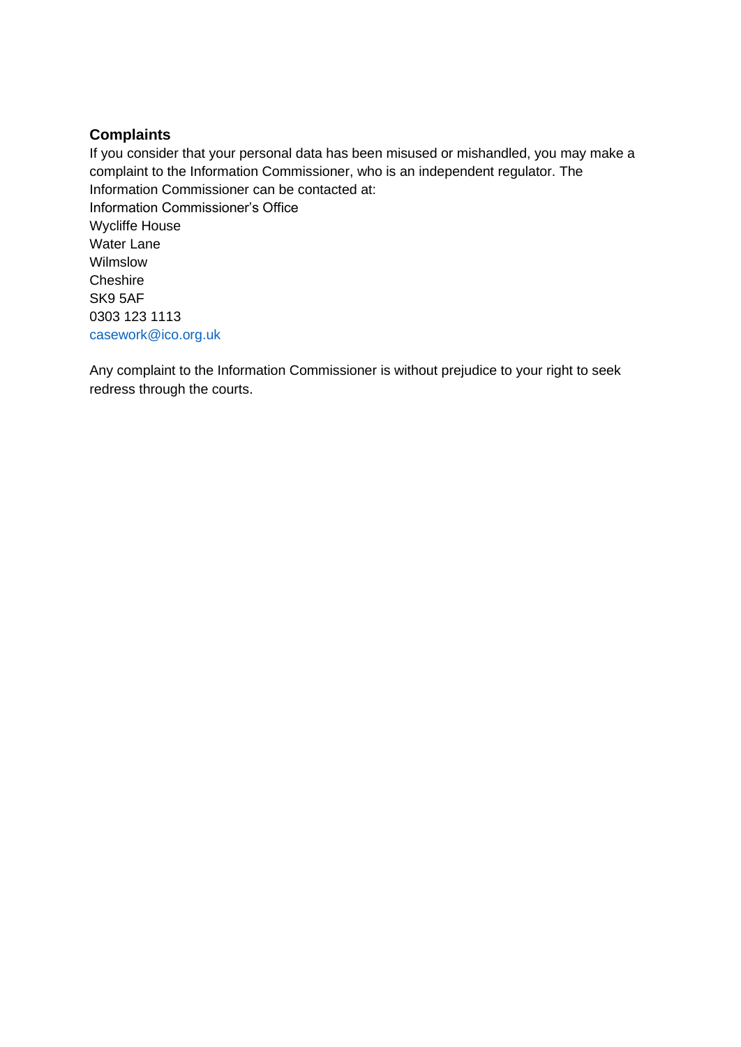## Complaints

If you consider that your personal data has been misused or mishandled, you may make a complaint to the Information Commissioner, who is an independent regulator. The Information Commissioner can be contacted at:

Information Commissioner's Office
Wycliffe House
Water Lane
Wilmslow
Cheshire
SK9 5AF
0303 123 1113
casework@ico.org.uk

Any complaint to the Information Commissioner is without prejudice to your right to seek redress through the courts.